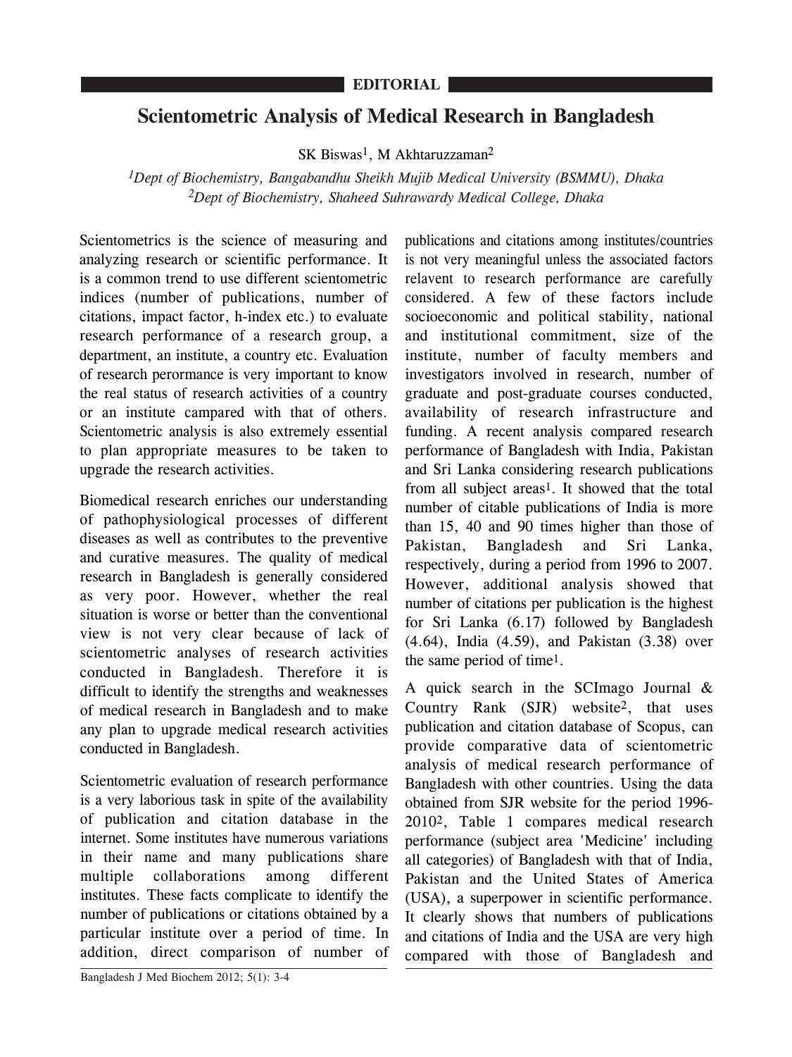EDITORIAL

# Scientometric Analysis of Medical Research in Bangladesh

SK Biswas[1], M Akhtaruzzaman[2]

*[1]Dept of Biochemistry, Bangabandhu Sheikh Mujib Medical University (BSMMU), Dhaka*
*[2]Dept of Biochemistry, Shaheed Suhrawardy Medical College, Dhaka*

Scientometrics is the science of measuring and analyzing research or scientific performance. It is a common trend to use different scientometric indices (number of publications, number of citations, impact factor, h-index etc.) to evaluate research performance of a research group, a department, an institute, a country etc. Evaluation of research perormance is very important to know the real status of research activities of a country or an institute campared with that of others. Scientometric analysis is also extremely essential to plan appropriate measures to be taken to upgrade the research activities.

Biomedical research enriches our understanding of pathophysiological processes of different diseases as well as contributes to the preventive and curative measures. The quality of medical research in Bangladesh is generally considered as very poor. However, whether the real situation is worse or better than the conventional view is not very clear because of lack of scientometric analyses of research activities conducted in Bangladesh. Therefore it is difficult to identify the strengths and weaknesses of medical research in Bangladesh and to make any plan to upgrade medical research activities conducted in Bangladesh.

Scientometric evaluation of research performance is a very laborious task in spite of the availability of publication and citation database in the internet. Some institutes have numerous variations in their name and many publications share multiple collaborations among different institutes. These facts complicate to identify the number of publications or citations obtained by a particular institute over a period of time. In addition, direct comparison of number of publications and citations among institutes/countries is not very meaningful unless the associated factors relavent to research performance are carefully considered. A few of these factors include socioeconomic and political stability, national and institutional commitment, size of the institute, number of faculty members and investigators involved in research, number of graduate and post-graduate courses conducted, availability of research infrastructure and funding. A recent analysis compared research performance of Bangladesh with India, Pakistan and Sri Lanka considering research publications from all subject areas[1]. It showed that the total number of citable publications of India is more than 15, 40 and 90 times higher than those of Pakistan, Bangladesh and Sri Lanka, respectively, during a period from 1996 to 2007. However, additional analysis showed that number of citations per publication is the highest for Sri Lanka (6.17) followed by Bangladesh (4.64), India (4.59), and Pakistan (3.38) over the same period of time[1].

A quick search in the SCImago Journal & Country Rank (SJR) website[2], that uses publication and citation database of Scopus, can provide comparative data of scientometric analysis of medical research performance of Bangladesh with other countries. Using the data obtained from SJR website for the period 1996-2010[2], Table 1 compares medical research performance (subject area 'Medicine' including all categories) of Bangladesh with that of India, Pakistan and the United States of America (USA), a superpower in scientific performance. It clearly shows that numbers of publications and citations of India and the USA are very high compared with those of Bangladesh and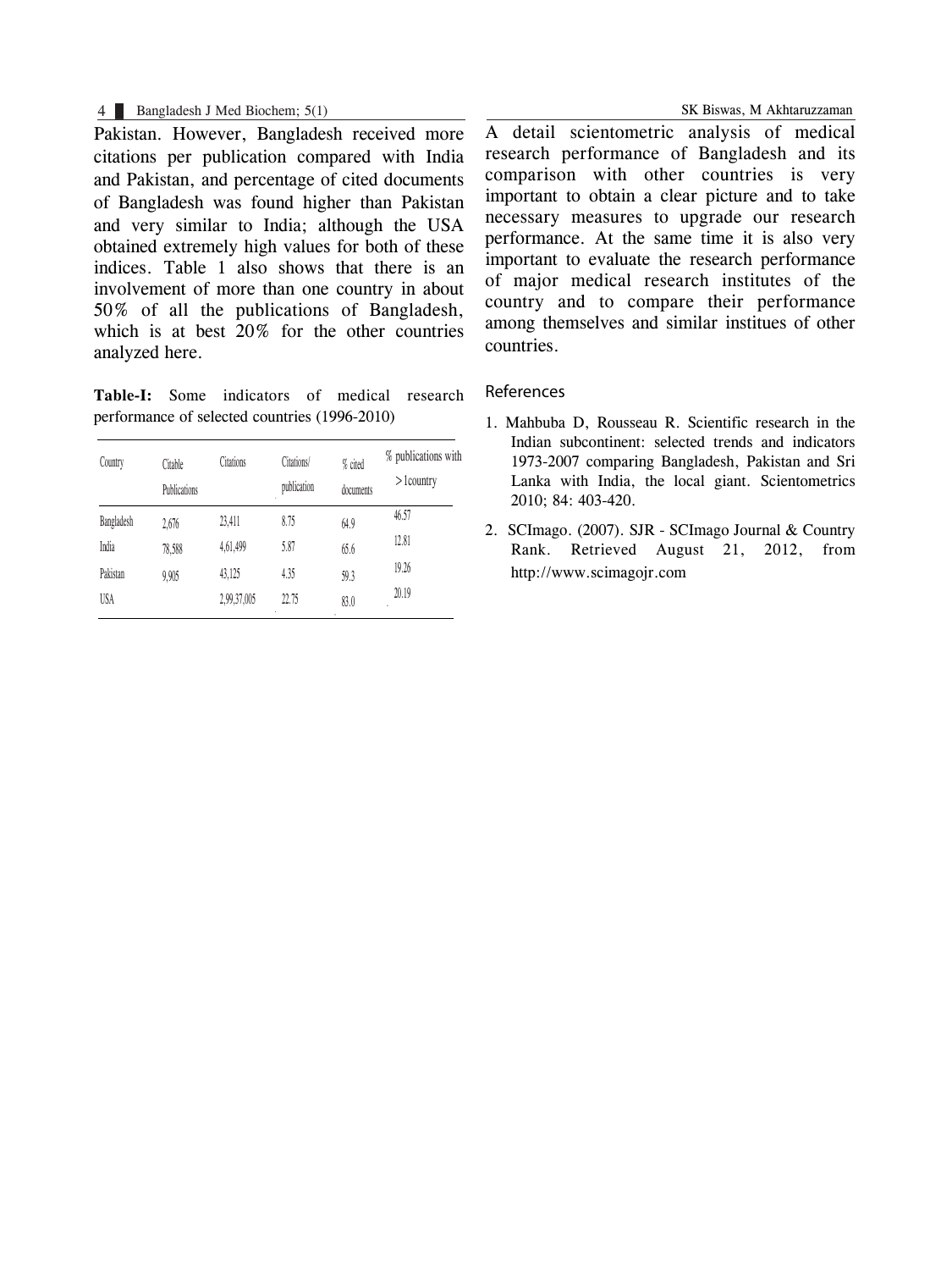Pakistan. However, Bangladesh received more citations per publication compared with India and Pakistan, and percentage of cited documents of Bangladesh was found higher than Pakistan and very similar to India; although the USA obtained extremely high values for both of these indices. Table 1 also shows that there is an involvement of more than one country in about 50% of all the publications of Bangladesh, which is at best 20% for the other countries analyzed here.

**Table-I:** Some indicators of medical research performance of selected countries (1996-2010)

| Country | Citable Publications | Citations | Citations/ publication | % cited documents | % publications with >1country |
|---|---|---|---|---|---|
| Bangladesh | 2,676 | 23,411 | 8.75 | 64.9 | 46.57 |
| India | 78,588 | 4,61,499 | 5.87 | 65.6 | 12.81 |
| Pakistan | 9,905 | 43,125 | 4.35 | 59.3 | 19.26 |
| USA | | 2,99,37,005 | 22.75 | 83.0 | 20.19 |

A detail scientometric analysis of medical research performance of Bangladesh and its comparison with other countries is very important to obtain a clear picture and to take necessary measures to upgrade our research performance. At the same time it is also very important to evaluate the research performance of major medical research institutes of the country and to compare their performance among themselves and similar institues of other countries.

## References

1. Mahbuba D, Rousseau R. Scientific research in the Indian subcontinent: selected trends and indicators 1973-2007 comparing Bangladesh, Pakistan and Sri Lanka with India, the local giant. Scientometrics 2010; 84: 403-420.
2. SCImago. (2007). SJR - SCImago Journal & Country Rank. Retrieved August 21, 2012, from http://www.scimagojr.com